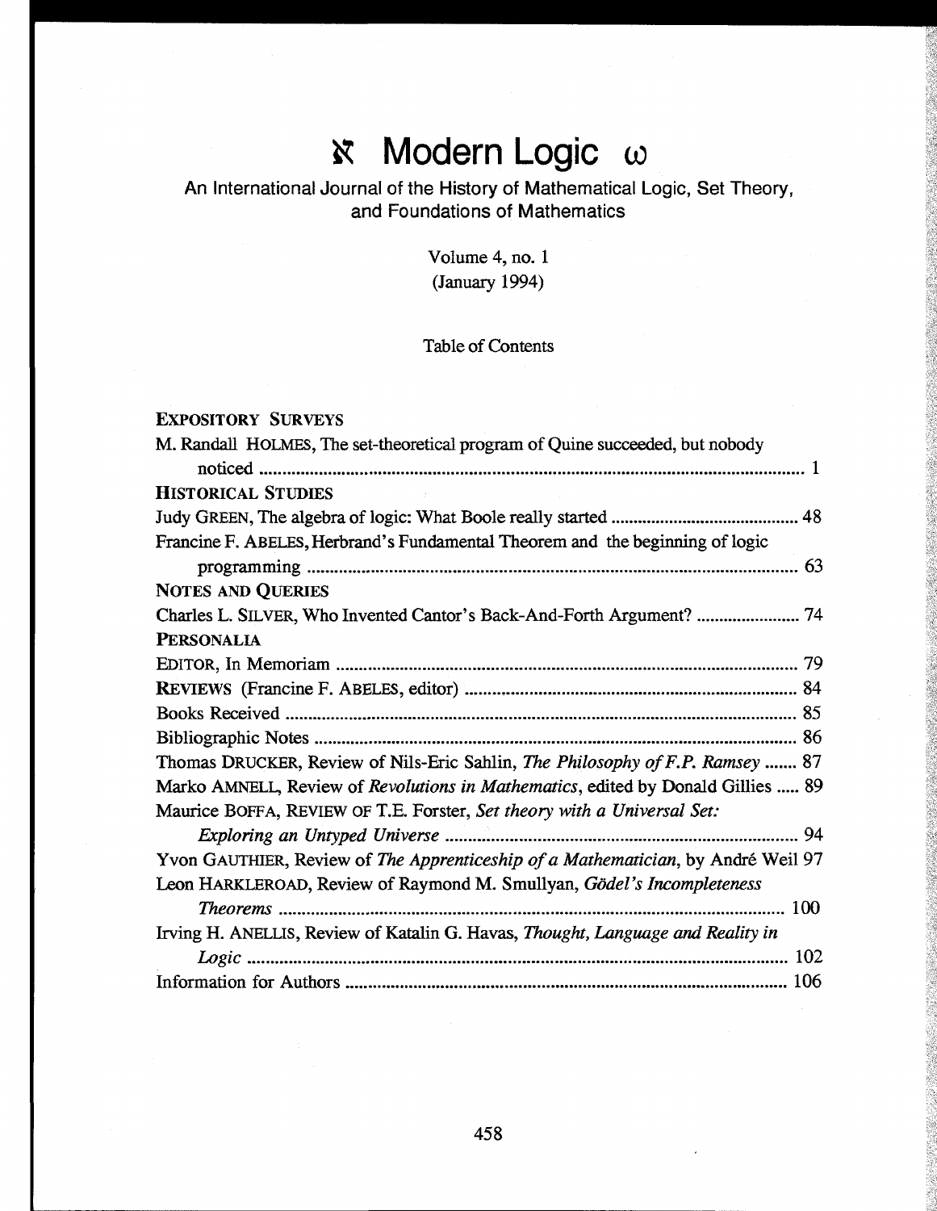# ℵ Modern Logic ω

An International Journal of the History of Mathematical Logic, Set Theory, and Foundations of Mathematics

Volume 4, no. 1
(January 1994)

Table of Contents

**EXPOSITORY SURVEYS**

M. Randall HOLMES, The set-theoretical program of Quine succeeded, but nobody noticed ........ 1

**HISTORICAL STUDIES**

Judy GREEN, The algebra of logic: What Boole really started ........ 48

Francine F. ABELES, Herbrand's Fundamental Theorem and the beginning of logic programming ........ 63

**NOTES AND QUERIES**

Charles L. SILVER, Who Invented Cantor's Back-And-Forth Argument? ........ 74

**PERSONALIA**

EDITOR, In Memoriam ........ 79

REVIEWS (Francine F. ABELES, editor) ........ 84

Books Received ........ 85

Bibliographic Notes ........ 86

Thomas DRUCKER, Review of Nils-Eric Sahlin, *The Philosophy of F.P. Ramsey* ........ 87

Marko AMNELL, Review of *Revolutions in Mathematics*, edited by Donald Gillies ........ 89

Maurice BOFFA, REVIEW OF T.E. Forster, *Set theory with a Universal Set: Exploring an Untyped Universe* ........ 94

Yvon GAUTHIER, Review of *The Apprenticeship of a Mathematician*, by André Weil 97

Leon HARKLEROAD, Review of Raymond M. Smullyan, *Gödel's Incompleteness Theorems* ........ 100

Irving H. ANELLIS, Review of Katalin G. Havas, *Thought, Language and Reality in Logic* ........ 102

Information for Authors ........ 106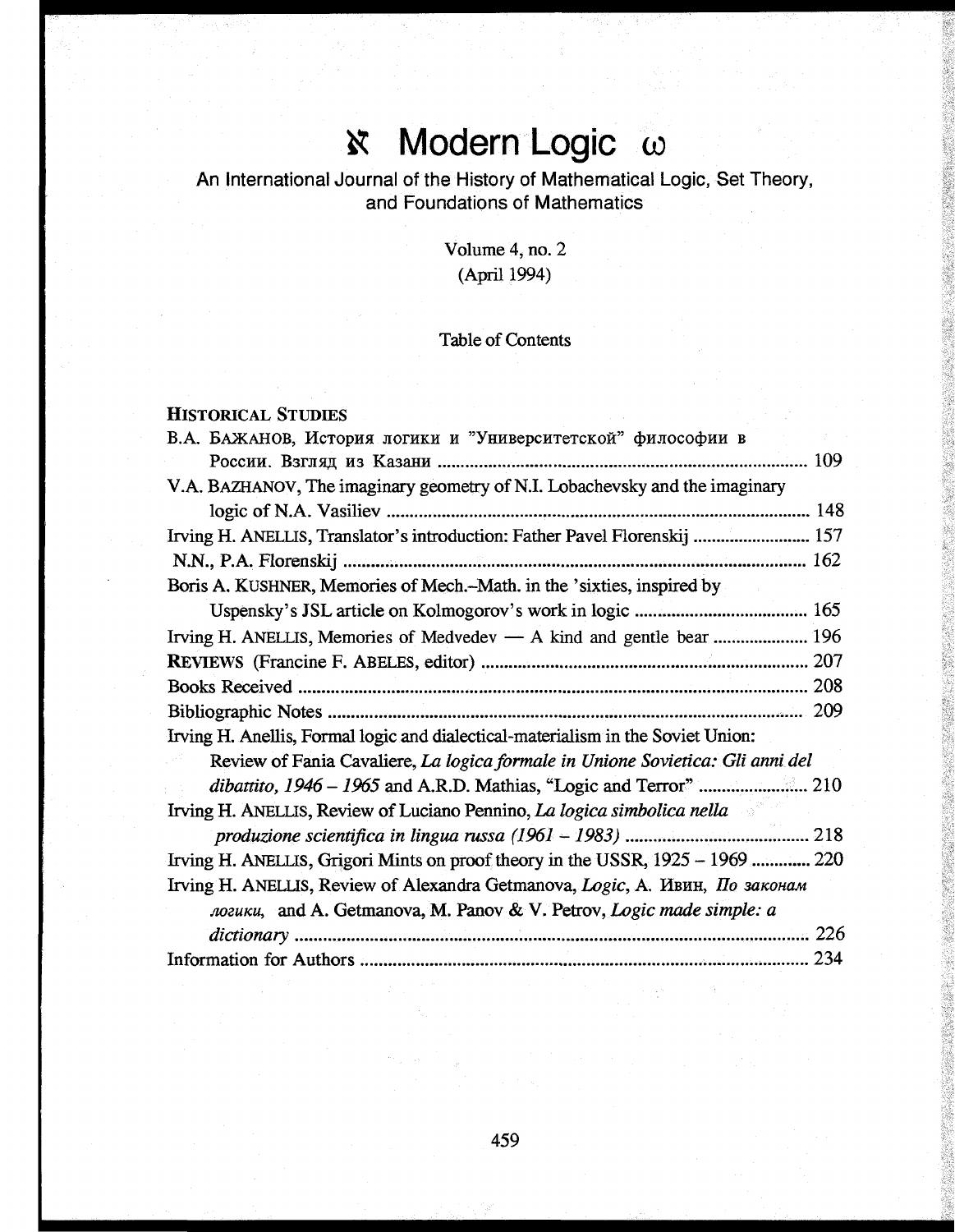# ℵ Modern Logic ω

An International Journal of the History of Mathematical Logic, Set Theory, and Foundations of Mathematics

Volume 4, no. 2
(April 1994)

Table of Contents

**HISTORICAL STUDIES**

В.А. БАЖАНОВ, История логики и "Университетской" философии в России. Взгляд из Казани ..... 109

V.A. BAZHANOV, The imaginary geometry of N.I. Lobachevsky and the imaginary logic of N.A. Vasiliev ..... 148

Irving H. ANELLIS, Translator's introduction: Father Pavel Florenskij ..... 157

N.N., P.A. Florenskij ..... 162

Boris A. KUSHNER, Memories of Mech.–Math. in the 'sixties, inspired by Uspensky's JSL article on Kolmogorov's work in logic ..... 165

Irving H. ANELLIS, Memories of Medvedev — A kind and gentle bear ..... 196

**REVIEWS** (Francine F. ABELES, editor) ..... 207

Books Received ..... 208

Bibliographic Notes ..... 209

Irving H. Anellis, Formal logic and dialectical-materialism in the Soviet Union: Review of Fania Cavaliere, *La logica formale in Unione Sovietica: Gli anni del dibattito, 1946 – 1965* and A.R.D. Mathias, "Logic and Terror" ..... 210

Irving H. ANELLIS, Review of Luciano Pennino, *La logica simbolica nella produzione scientifica in lingua russa (1961 – 1983)* ..... 218

Irving H. ANELLIS, Grigori Mints on proof theory in the USSR, 1925 – 1969 ..... 220

Irving H. ANELLIS, Review of Alexandra Getmanova, *Logic*, А. Ивин, *По законам логики*, and A. Getmanova, M. Panov & V. Petrov, *Logic made simple: a dictionary* ..... 226

Information for Authors ..... 234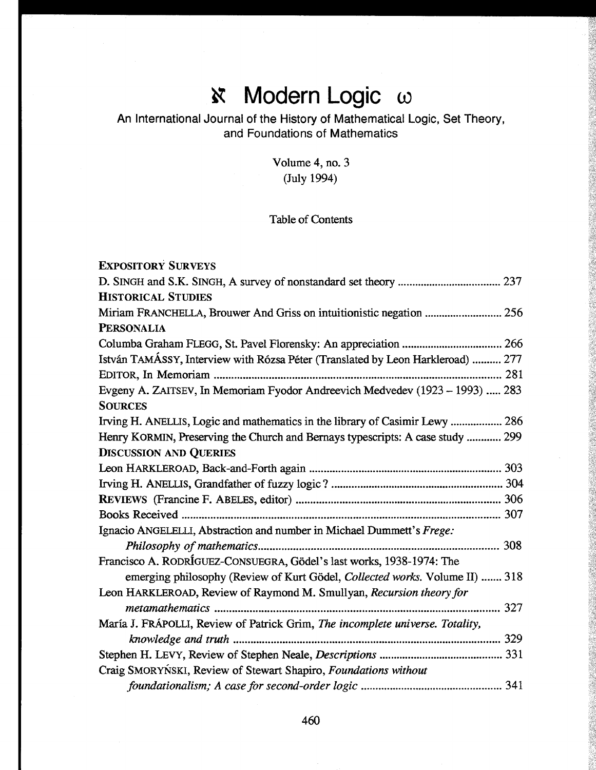# ℵ Modern Logic ω

An International Journal of the History of Mathematical Logic, Set Theory, and Foundations of Mathematics

Volume 4, no. 3
(July 1994)

Table of Contents

**EXPOSITORY SURVEYS**

D. SINGH and S.K. SINGH, A survey of nonstandard set theory .................................... 237

**HISTORICAL STUDIES**

Miriam FRANCHELLA, Brouwer And Griss on intuitionistic negation ........................... 256

**PERSONALIA**

Columba Graham FLEGG, St. Pavel Florensky: An appreciation ................................... 266

István TAMÁSSY, Interview with Rózsa Péter (Translated by Leon Harkleroad) .......... 277

EDITOR, In Memoriam ..................................................................................................... 281

Evgeny A. ZAITSEV, In Memoriam Fyodor Andreevich Medvedev (1923 – 1993) ..... 283

**SOURCES**

Irving H. ANELLIS, Logic and mathematics in the library of Casimir Lewy .................. 286

Henry KORMIN, Preserving the Church and Bernays typescripts: A case study ............ 299

**DISCUSSION AND QUERIES**

Leon HARKLEROAD, Back-and-Forth again .................................................................. 303

Irving H. ANELLIS, Grandfather of fuzzy logic? ........................................................... 304

REVIEWS (Francine F. ABELES, editor) ........................................................................ 306

Books Received ................................................................................................................ 307

Ignacio ANGELELLI, Abstraction and number in Michael Dummett's *Frege: Philosophy of mathematics* ................................................................................................ 308

Francisco A. RODRÍGUEZ-CONSUEGRA, Gödel's last works, 1938-1974: The emerging philosophy (Review of Kurt Gödel, *Collected works.* Volume II) ....... 318

Leon HARKLEROAD, Review of Raymond M. Smullyan, *Recursion theory for metamathematics* .................................................................................................. 327

María J. FRÁPOLLI, Review of Patrick Grim, *The incomplete universe. Totality, knowledge and truth* ........................................................................................... 329

Stephen H. LEVY, Review of Stephen Neale, *Descriptions* ........................................... 331

Craig SMORYŃSKI, Review of Stewart Shapiro, *Foundations without foundationalism; A case for second-order logic* ................................................. 341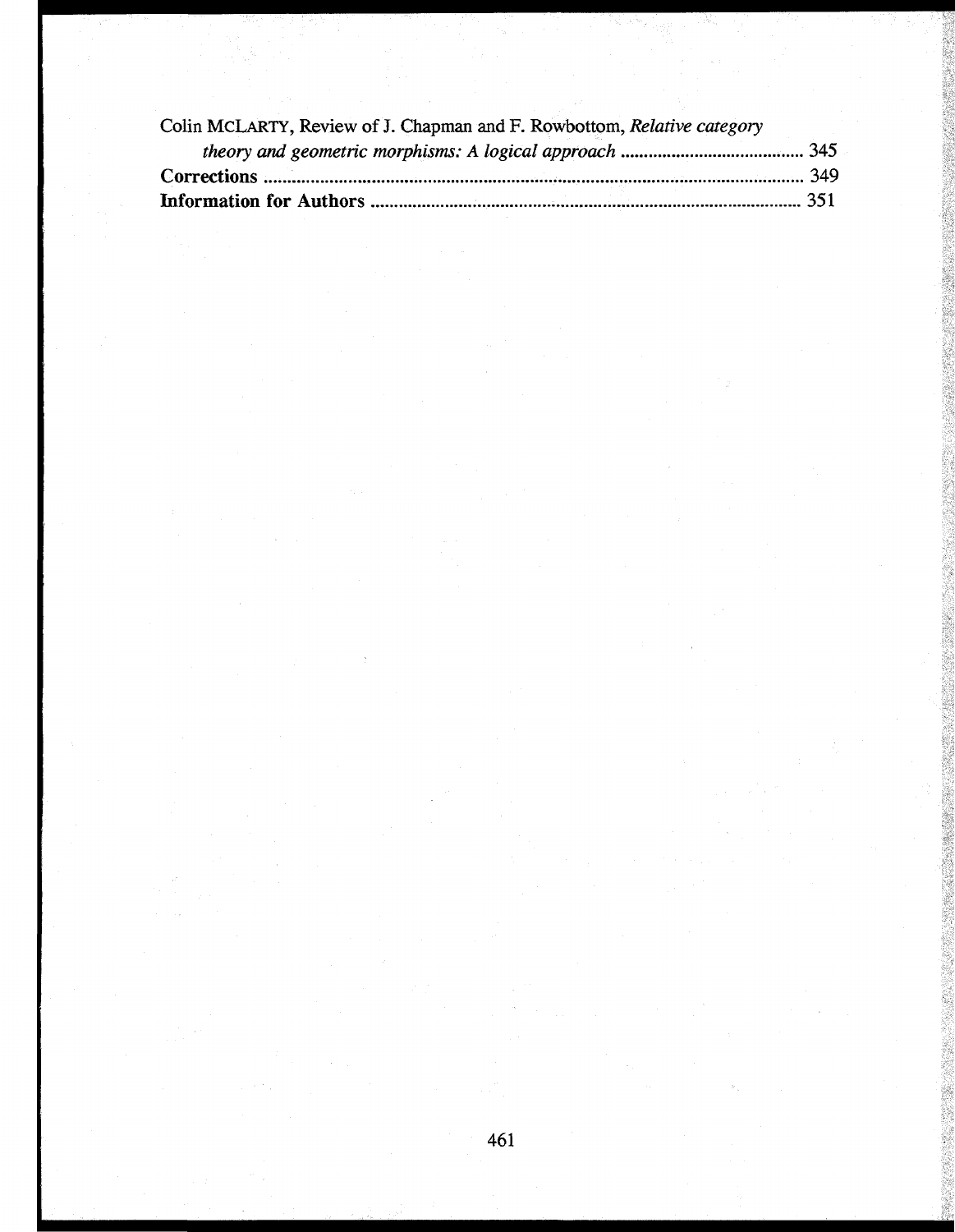Colin MCLARTY, Review of J. Chapman and F. Rowbottom, *Relative category theory and geometric morphisms: A logical approach* ........................................ 345

**Corrections** ........................................................................................................ 349

**Information for Authors** .................................................................................... 351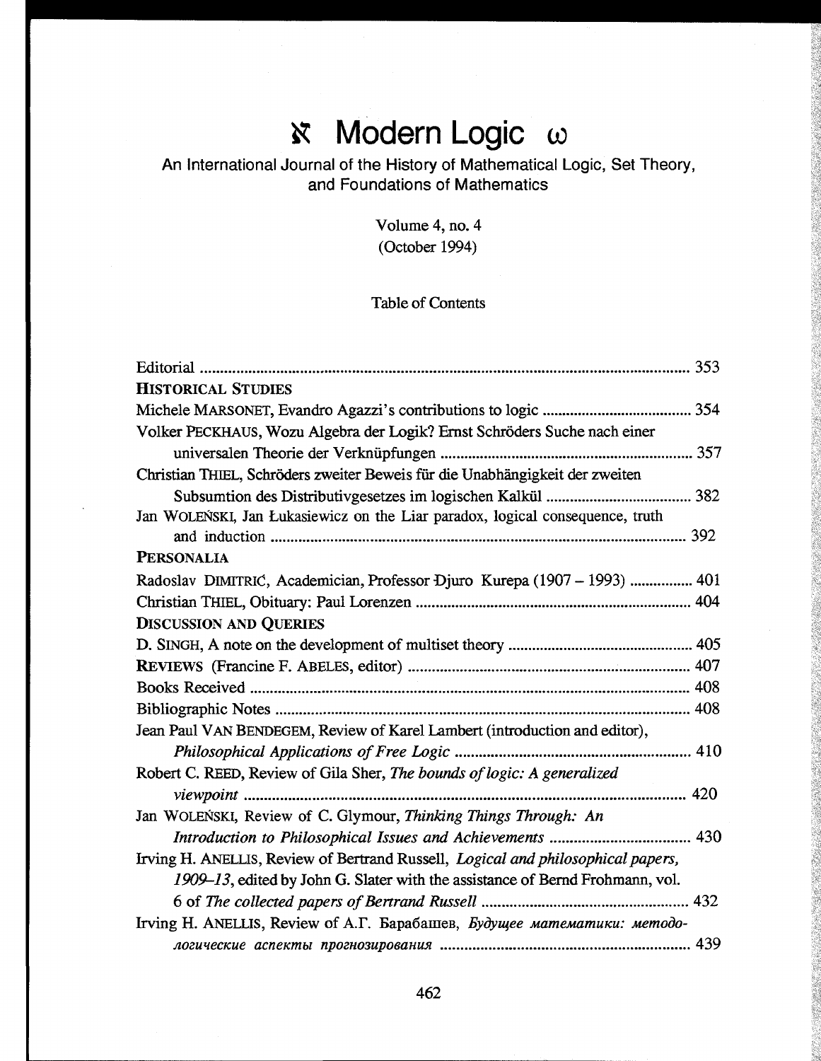# ℵ Modern Logic ω

An International Journal of the History of Mathematical Logic, Set Theory, and Foundations of Mathematics

Volume 4, no. 4
(October 1994)

Table of Contents

| | |
|---|---|
| Editorial | 353 |
| **HISTORICAL STUDIES** | |
| Michele MARSONET, Evandro Agazzi's contributions to logic | 354 |
| Volker PECKHAUS, Wozu Algebra der Logik? Ernst Schröders Suche nach einer universalen Theorie der Verknüpfungen | 357 |
| Christian THIEL, Schröders zweiter Beweis für die Unabhängigkeit der zweiten Subsumtion des Distributivgesetzes im logischen Kalkül | 382 |
| Jan WOLEŃSKI, Jan Łukasiewicz on the Liar paradox, logical consequence, truth and induction | 392 |
| **PERSONALIA** | |
| Radoslav DIMITRIĆ, Academician, Professor Đuro Kurepa (1907 – 1993) | 401 |
| Christian THIEL, Obituary: Paul Lorenzen | 404 |
| **DISCUSSION AND QUERIES** | |
| D. SINGH, A note on the development of multiset theory | 405 |
| REVIEWS (Francine F. ABELES, editor) | 407 |
| Books Received | 408 |
| Bibliographic Notes | 408 |
| Jean Paul VAN BENDEGEM, Review of Karel Lambert (introduction and editor), *Philosophical Applications of Free Logic* | 410 |
| Robert C. REED, Review of Gila Sher, *The bounds of logic: A generalized viewpoint* | 420 |
| Jan WOLEŃSKI, Review of C. Glymour, *Thinking Things Through: An Introduction to Philosophical Issues and Achievements* | 430 |
| Irving H. ANELLIS, Review of Bertrand Russell, *Logical and philosophical papers, 1909–13*, edited by John G. Slater with the assistance of Bernd Frohmann, vol. 6 of *The collected papers of Bertrand Russell* | 432 |
| Irving H. ANELLIS, Review of A.Г. Барабашев, *Будущее математики: методологические аспекты прогнозирования* | 439 |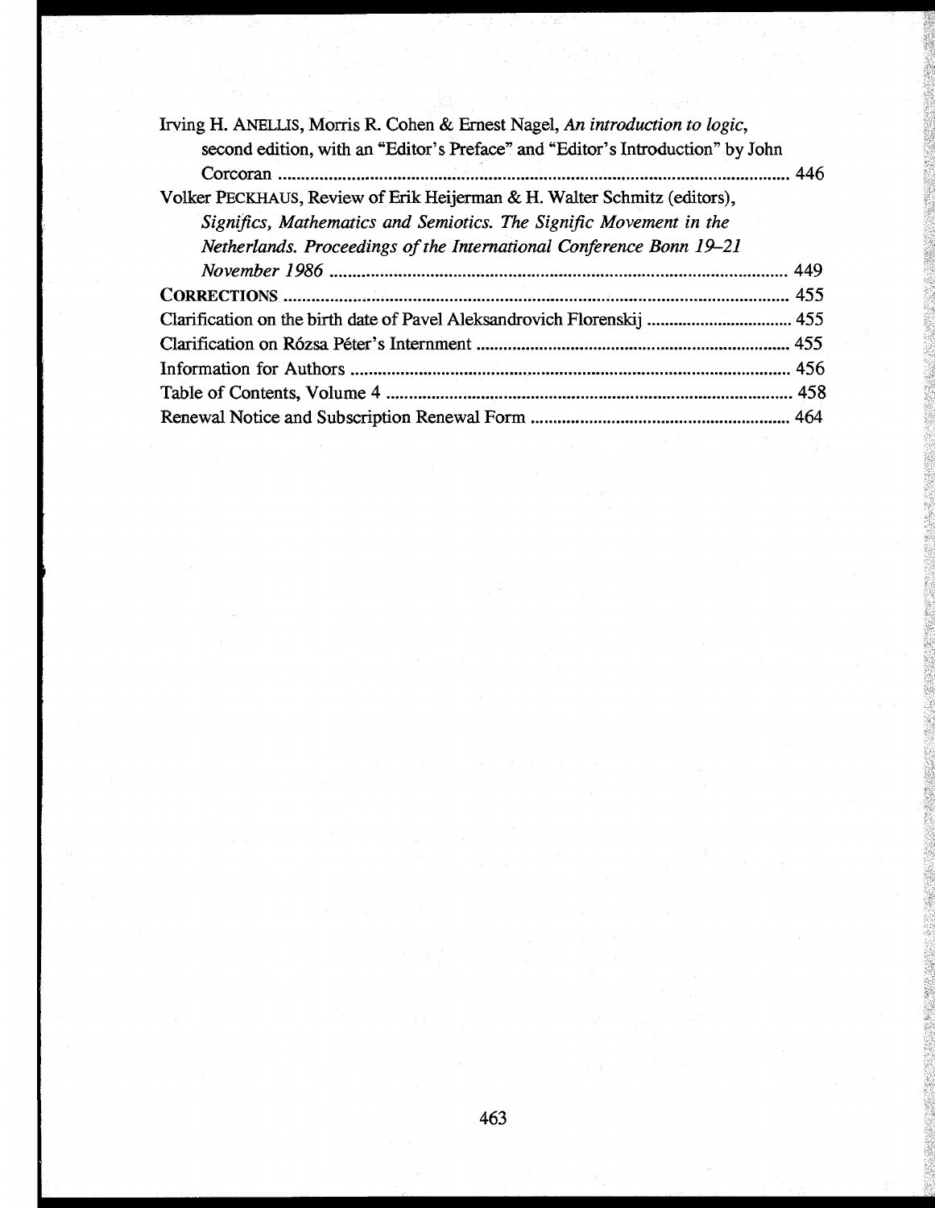Irving H. ANELLIS, Morris R. Cohen & Ernest Nagel, *An introduction to logic*, second edition, with an "Editor's Preface" and "Editor's Introduction" by John Corcoran ........................................ 446

Volker PECKHAUS, Review of Erik Heijerman & H. Walter Schmitz (editors), *Significs, Mathematics and Semiotics. The Signific Movement in the Netherlands. Proceedings of the International Conference Bonn 19–21 November 1986* ........................................ 449

**CORRECTIONS** ........................................ 455

Clarification on the birth date of Pavel Aleksandrovich Florenskij ........................................ 455

Clarification on Rózsa Péter's Internment ........................................ 455

Information for Authors ........................................ 456

Table of Contents, Volume 4 ........................................ 458

Renewal Notice and Subscription Renewal Form ........................................ 464